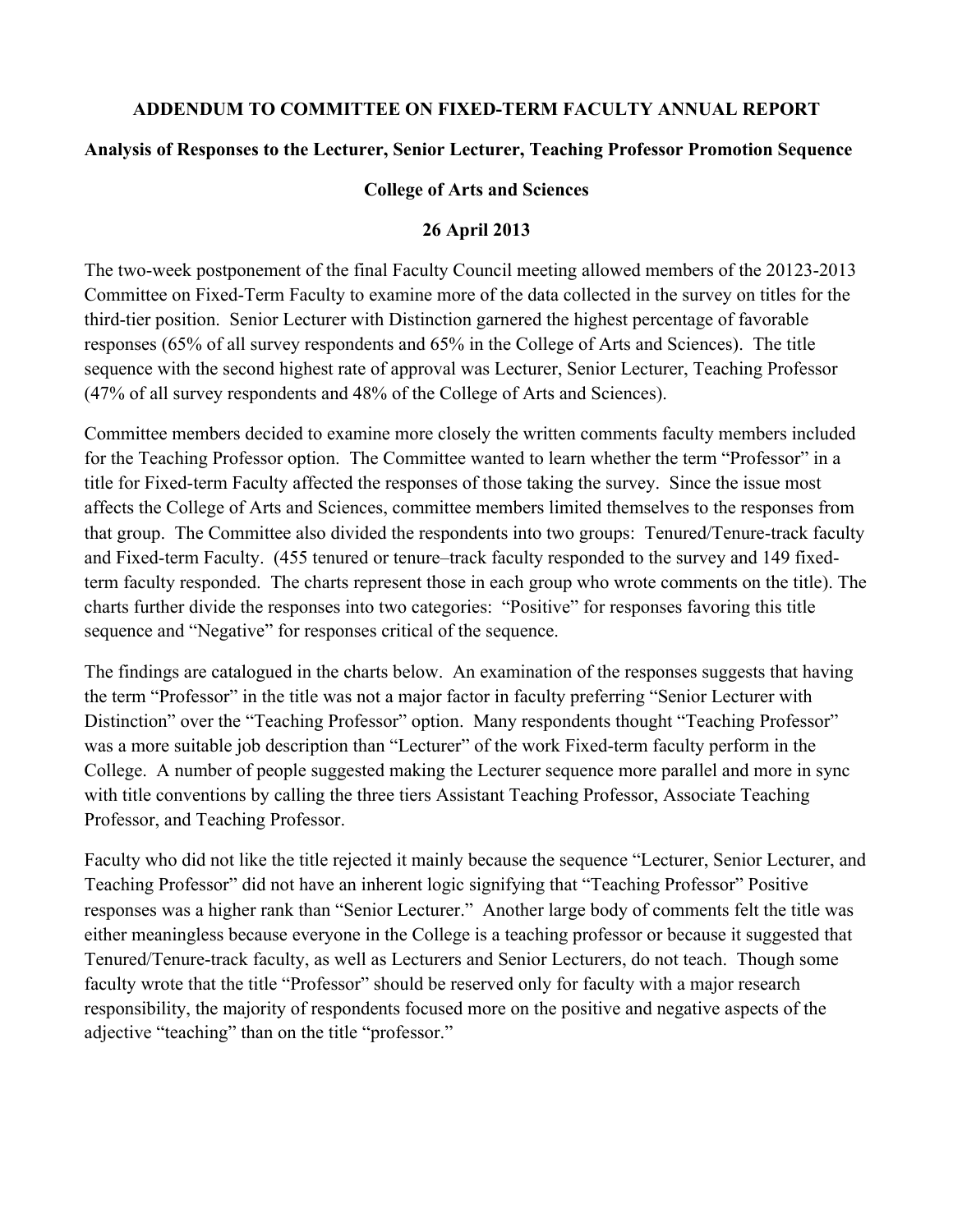**ADDENDUM TO COMMITTEE ON FIXED-TERM FACULTY ANNUAL REPORT**

**Analysis of Responses to the Lecturer, Senior Lecturer, Teaching Professor Promotion Sequence**

**College of Arts and Sciences**

**26 April 2013**

The two-week postponement of the final Faculty Council meeting allowed members of the 20123-2013 Committee on Fixed-Term Faculty to examine more of the data collected in the survey on titles for the third-tier position. Senior Lecturer with Distinction garnered the highest percentage of favorable responses (65% of all survey respondents and 65% in the College of Arts and Sciences). The title sequence with the second highest rate of approval was Lecturer, Senior Lecturer, Teaching Professor (47% of all survey respondents and 48% of the College of Arts and Sciences).

Committee members decided to examine more closely the written comments faculty members included for the Teaching Professor option. The Committee wanted to learn whether the term "Professor" in a title for Fixed-term Faculty affected the responses of those taking the survey. Since the issue most affects the College of Arts and Sciences, committee members limited themselves to the responses from that group. The Committee also divided the respondents into two groups: Tenured/Tenure-track faculty and Fixed-term Faculty. (455 tenured or tenure–track faculty responded to the survey and 149 fixed-term faculty responded. The charts represent those in each group who wrote comments on the title). The charts further divide the responses into two categories: "Positive" for responses favoring this title sequence and "Negative" for responses critical of the sequence.

The findings are catalogued in the charts below. An examination of the responses suggests that having the term "Professor" in the title was not a major factor in faculty preferring "Senior Lecturer with Distinction" over the "Teaching Professor" option. Many respondents thought "Teaching Professor" was a more suitable job description than "Lecturer" of the work Fixed-term faculty perform in the College. A number of people suggested making the Lecturer sequence more parallel and more in sync with title conventions by calling the three tiers Assistant Teaching Professor, Associate Teaching Professor, and Teaching Professor.

Faculty who did not like the title rejected it mainly because the sequence "Lecturer, Senior Lecturer, and Teaching Professor" did not have an inherent logic signifying that "Teaching Professor" Positive responses was a higher rank than "Senior Lecturer." Another large body of comments felt the title was either meaningless because everyone in the College is a teaching professor or because it suggested that Tenured/Tenure-track faculty, as well as Lecturers and Senior Lecturers, do not teach. Though some faculty wrote that the title "Professor" should be reserved only for faculty with a major research responsibility, the majority of respondents focused more on the positive and negative aspects of the adjective "teaching" than on the title "professor."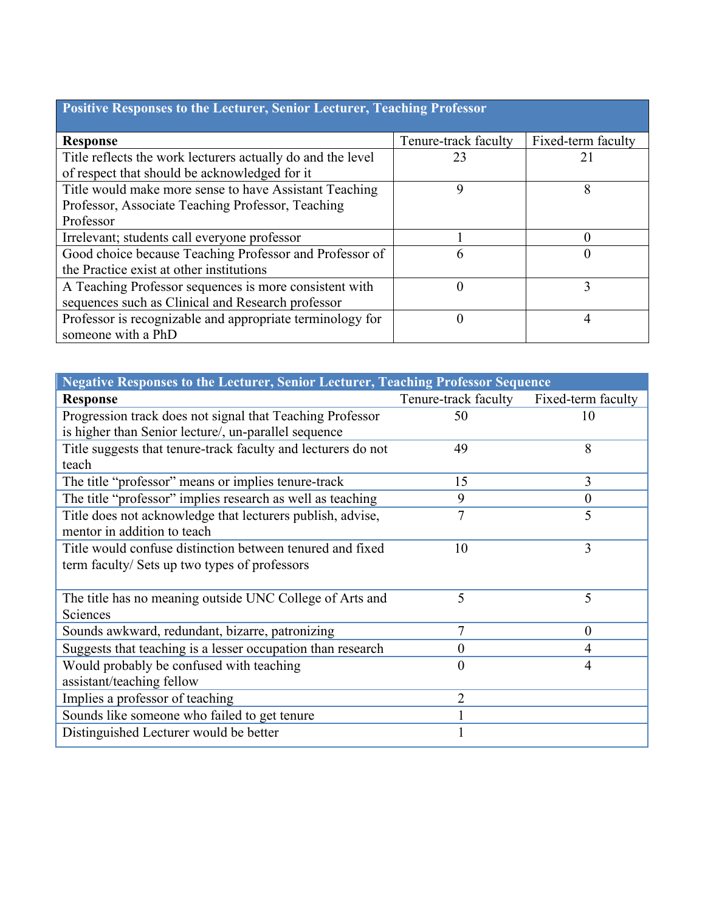| Positive Responses to the Lecturer, Senior Lecturer, Teaching Professor | | |
|---|---|---|
| **Response** | Tenure-track faculty | Fixed-term faculty |
| Title reflects the work lecturers actually do and the level of respect that should be acknowledged for it | 23 | 21 |
| Title would make more sense to have Assistant Teaching Professor, Associate Teaching Professor, Teaching Professor | 9 | 8 |
| Irrelevant; students call everyone professor | 1 | 0 |
| Good choice because Teaching Professor and Professor of the Practice exist at other institutions | 6 | 0 |
| A Teaching Professor sequences is more consistent with sequences such as Clinical and Research professor | 0 | 3 |
| Professor is recognizable and appropriate terminology for someone with a PhD | 0 | 4 |

| Negative Responses to the Lecturer, Senior Lecturer, Teaching Professor Sequence | | |
|---|---|---|
| **Response** | Tenure-track faculty | Fixed-term faculty |
| Progression track does not signal that Teaching Professor is higher than Senior lecture/, un-parallel sequence | 50 | 10 |
| Title suggests that tenure-track faculty and lecturers do not teach | 49 | 8 |
| The title "professor" means or implies tenure-track | 15 | 3 |
| The title "professor" implies research as well as teaching | 9 | 0 |
| Title does not acknowledge that lecturers publish, advise, mentor in addition to teach | 7 | 5 |
| Title would confuse distinction between tenured and fixed term faculty/ Sets up two types of professors | 10 | 3 |
| The title has no meaning outside UNC College of Arts and Sciences | 5 | 5 |
| Sounds awkward, redundant, bizarre, patronizing | 7 | 0 |
| Suggests that teaching is a lesser occupation than research | 0 | 4 |
| Would probably be confused with teaching assistant/teaching fellow | 0 | 4 |
| Implies a professor of teaching | 2 | |
| Sounds like someone who failed to get tenure | 1 | |
| Distinguished Lecturer would be better | 1 | |